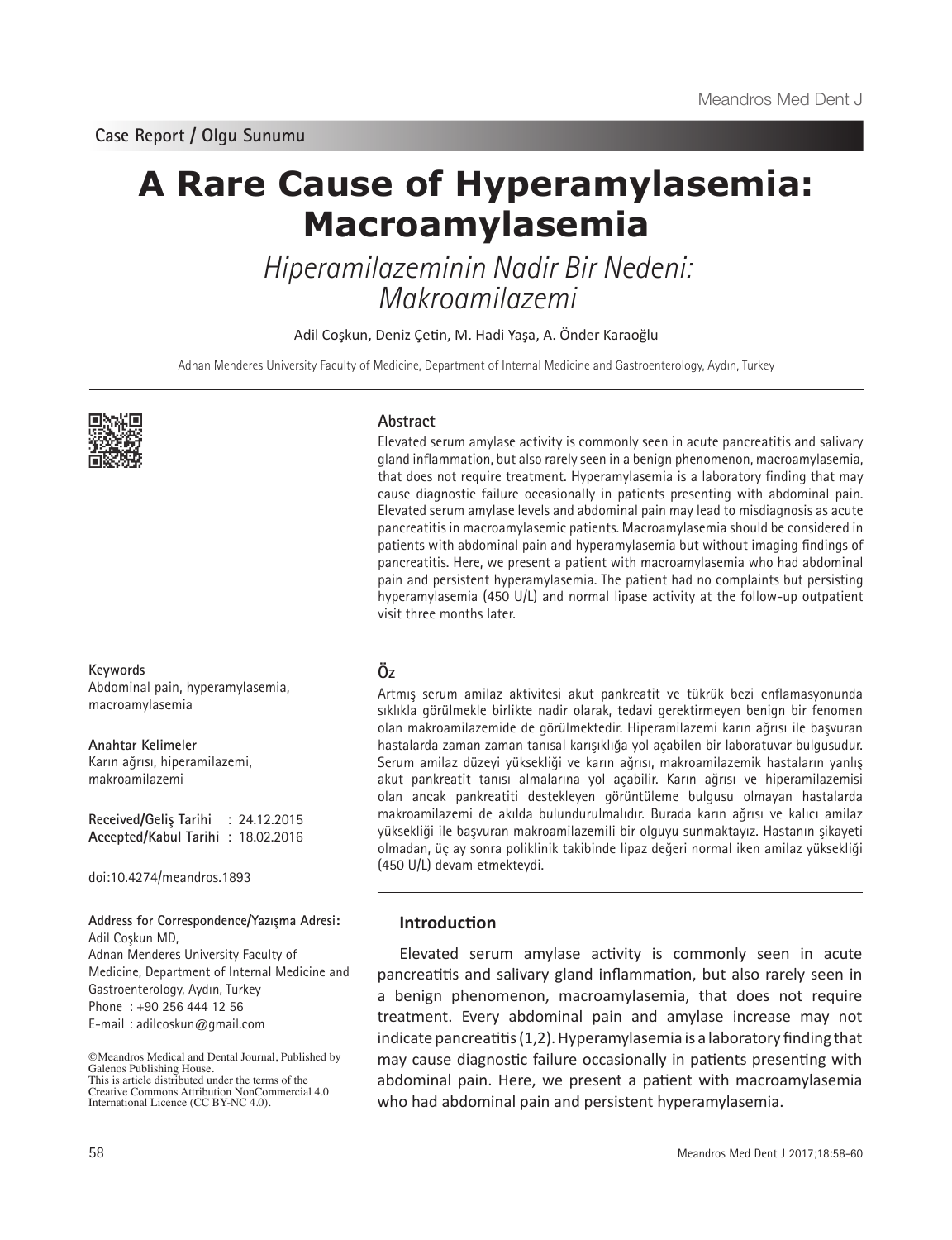Case Report / Olgu Sunumu

# A Rare Cause of Hyperamylasemia: Macroamylasemia

## *Hiperamilazeminin Nadir Bir Nedeni: Makroamilazemi*

Adil Coşkun, Deniz Çetin, M. Hadi Yaşa, A. Önder Karaoğlu

Adnan Menderes University Faculty of Medicine, Department of Internal Medicine and Gastroenterology, Aydın, Turkey

### Abstract

Elevated serum amylase activity is commonly seen in acute pancreatitis and salivary gland inflammation, but also rarely seen in a benign phenomenon, macroamylasemia, that does not require treatment. Hyperamylasemia is a laboratory finding that may cause diagnostic failure occasionally in patients presenting with abdominal pain. Elevated serum amylase levels and abdominal pain may lead to misdiagnosis as acute pancreatitis in macroamylasemic patients. Macroamylasemia should be considered in patients with abdominal pain and hyperamylasemia but without imaging findings of pancreatitis. Here, we present a patient with macroamylasemia who had abdominal pain and persistent hyperamylasemia. The patient had no complaints but persisting hyperamylasemia (450 U/L) and normal lipase activity at the follow-up outpatient visit three months later.

**Keywords**
Abdominal pain, hyperamylasemia, macroamylasemia

### Öz

Artmış serum amilaz aktivitesi akut pankreatit ve tükrük bezi enflamasyonunda sıklıkla görülmekle birlikte nadir olarak, tedavi gerektirmeyen benign bir fenomen olan makroamilazemide de görülmektedir. Hiperamilazemi karın ağrısı ile başvuran hastalarda zaman zaman tanısal karışıklığa yol açabilen bir laboratuvar bulgusudur. Serum amilaz düzeyi yüksekliği ve karın ağrısı, makroamilazemik hastaların yanlış akut pankreatit tanısı almalarına yol açabilir. Karın ağrısı ve hiperamilazemisi olan ancak pankreatiti destekleyen görüntüleme bulgusu olmayan hastalarda makroamilazemi de akılda bulundurulmalıdır. Burada karın ağrısı ve kalıcı amilaz yüksekliği ile başvuran makroamilazemili bir olguyu sunmaktayız. Hastanın şikayeti olmadan, üç ay sonra poliklinik takibinde lipaz değeri normal iken amilaz yüksekliği (450 U/L) devam etmekteydi.

**Anahtar Kelimeler**
Karın ağrısı, hiperamilazemi, makroamilazemi

**Received/Geliş Tarihi** : 24.12.2015
**Accepted/Kabul Tarihi** : 18.02.2016

doi:10.4274/meandros.1893

**Address for Correspondence/Yazışma Adresi:**
Adil Coşkun MD,
Adnan Menderes University Faculty of Medicine, Department of Internal Medicine and Gastroenterology, Aydın, Turkey
Phone : +90 256 444 12 56
E-mail : adilcoskun@gmail.com

©Meandros Medical and Dental Journal, Published by Galenos Publishing House.
This is article distributed under the terms of the Creative Commons Attribution NonCommercial 4.0 International Licence (CC BY-NC 4.0).

## Introduction

Elevated serum amylase activity is commonly seen in acute pancreatitis and salivary gland inflammation, but also rarely seen in a benign phenomenon, macroamylasemia, that does not require treatment. Every abdominal pain and amylase increase may not indicate pancreatitis (1,2). Hyperamylasemia is a laboratory finding that may cause diagnostic failure occasionally in patients presenting with abdominal pain. Here, we present a patient with macroamylasemia who had abdominal pain and persistent hyperamylasemia.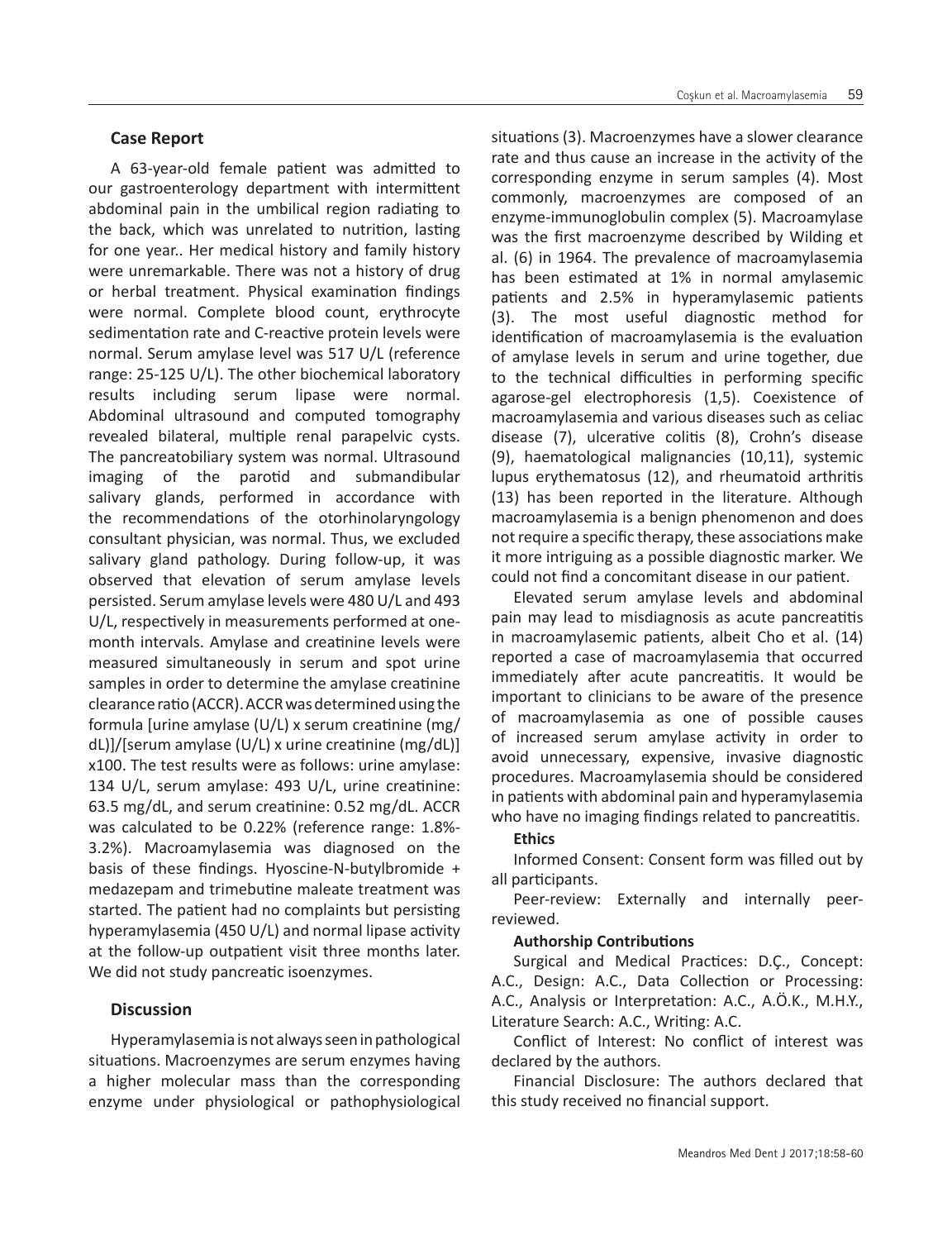## Case Report

A 63-year-old female patient was admitted to our gastroenterology department with intermittent abdominal pain in the umbilical region radiating to the back, which was unrelated to nutrition, lasting for one year.. Her medical history and family history were unremarkable. There was not a history of drug or herbal treatment. Physical examination findings were normal. Complete blood count, erythrocyte sedimentation rate and C-reactive protein levels were normal. Serum amylase level was 517 U/L (reference range: 25-125 U/L). The other biochemical laboratory results including serum lipase were normal. Abdominal ultrasound and computed tomography revealed bilateral, multiple renal parapelvic cysts. The pancreatobiliary system was normal. Ultrasound imaging of the parotid and submandibular salivary glands, performed in accordance with the recommendations of the otorhinolaryngology consultant physician, was normal. Thus, we excluded salivary gland pathology. During follow-up, it was observed that elevation of serum amylase levels persisted. Serum amylase levels were 480 U/L and 493 U/L, respectively in measurements performed at one-month intervals. Amylase and creatinine levels were measured simultaneously in serum and spot urine samples in order to determine the amylase creatinine clearance ratio (ACCR). ACCR was determined using the formula [urine amylase (U/L) x serum creatinine (mg/dL)]/[serum amylase (U/L) x urine creatinine (mg/dL)] x100. The test results were as follows: urine amylase: 134 U/L, serum amylase: 493 U/L, urine creatinine: 63.5 mg/dL, and serum creatinine: 0.52 mg/dL. ACCR was calculated to be 0.22% (reference range: 1.8%-3.2%). Macroamylasemia was diagnosed on the basis of these findings. Hyoscine-N-butylbromide + medazepam and trimebutine maleate treatment was started. The patient had no complaints but persisting hyperamylasemia (450 U/L) and normal lipase activity at the follow-up outpatient visit three months later. We did not study pancreatic isoenzymes.

## Discussion

Hyperamylasemia is not always seen in pathological situations. Macroenzymes are serum enzymes having a higher molecular mass than the corresponding enzyme under physiological or pathophysiological situations (3). Macroenzymes have a slower clearance rate and thus cause an increase in the activity of the corresponding enzyme in serum samples (4). Most commonly, macroenzymes are composed of an enzyme-immunoglobulin complex (5). Macroamylase was the first macroenzyme described by Wilding et al. (6) in 1964. The prevalence of macroamylasemia has been estimated at 1% in normal amylasemic patients and 2.5% in hyperamylasemic patients (3). The most useful diagnostic method for identification of macroamylasemia is the evaluation of amylase levels in serum and urine together, due to the technical difficulties in performing specific agarose-gel electrophoresis (1,5). Coexistence of macroamylasemia and various diseases such as celiac disease (7), ulcerative colitis (8), Crohn's disease (9), haematological malignancies (10,11), systemic lupus erythematosus (12), and rheumatoid arthritis (13) has been reported in the literature. Although macroamylasemia is a benign phenomenon and does not require a specific therapy, these associations make it more intriguing as a possible diagnostic marker. We could not find a concomitant disease in our patient.

Elevated serum amylase levels and abdominal pain may lead to misdiagnosis as acute pancreatitis in macroamylasemic patients, albeit Cho et al. (14) reported a case of macroamylasemia that occurred immediately after acute pancreatitis. It would be important to clinicians to be aware of the presence of macroamylasemia as one of possible causes of increased serum amylase activity in order to avoid unnecessary, expensive, invasive diagnostic procedures. Macroamylasemia should be considered in patients with abdominal pain and hyperamylasemia who have no imaging findings related to pancreatitis.

**Ethics**

Informed Consent: Consent form was filled out by all participants.

Peer-review: Externally and internally peer-reviewed.

**Authorship Contributions**

Surgical and Medical Practices: D.Ç., Concept: A.C., Design: A.C., Data Collection or Processing: A.C., Analysis or Interpretation: A.C., A.Ö.K., M.H.Y., Literature Search: A.C., Writing: A.C.

Conflict of Interest: No conflict of interest was declared by the authors.

Financial Disclosure: The authors declared that this study received no financial support.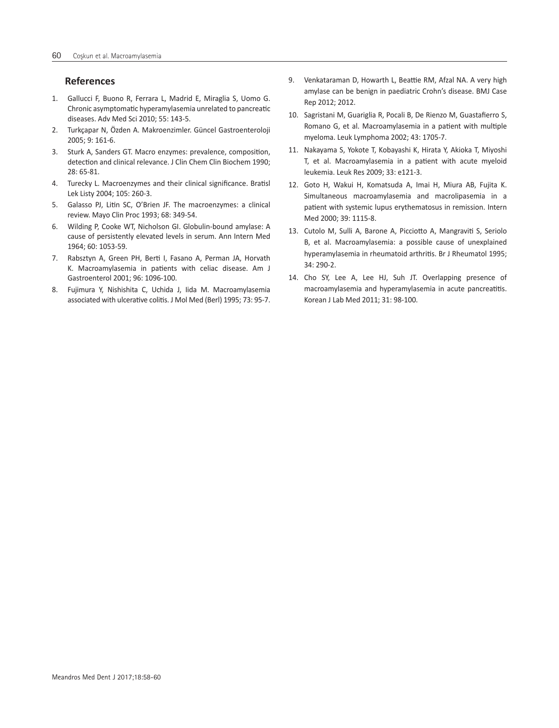## References

1. Gallucci F, Buono R, Ferrara L, Madrid E, Miraglia S, Uomo G. Chronic asymptomatic hyperamylasemia unrelated to pancreatic diseases. Adv Med Sci 2010; 55: 143-5.
2. Turkçapar N, Özden A. Makroenzimler. Güncel Gastroenteroloji 2005; 9: 161-6.
3. Sturk A, Sanders GT. Macro enzymes: prevalence, composition, detection and clinical relevance. J Clin Chem Clin Biochem 1990; 28: 65-81.
4. Turecky L. Macroenzymes and their clinical significance. Bratisl Lek Listy 2004; 105: 260-3.
5. Galasso PJ, Litin SC, O'Brien JF. The macroenzymes: a clinical review. Mayo Clin Proc 1993; 68: 349-54.
6. Wilding P, Cooke WT, Nicholson GI. Globulin-bound amylase: A cause of persistently elevated levels in serum. Ann Intern Med 1964; 60: 1053-59.
7. Rabsztyn A, Green PH, Berti I, Fasano A, Perman JA, Horvath K. Macroamylasemia in patients with celiac disease. Am J Gastroenterol 2001; 96: 1096-100.
8. Fujimura Y, Nishishita C, Uchida J, Iida M. Macroamylasemia associated with ulcerative colitis. J Mol Med (Berl) 1995; 73: 95-7.
9. Venkataraman D, Howarth L, Beattie RM, Afzal NA. A very high amylase can be benign in paediatric Crohn's disease. BMJ Case Rep 2012; 2012.
10. Sagristani M, Guariglia R, Pocali B, De Rienzo M, Guastafierro S, Romano G, et al. Macroamylasemia in a patient with multiple myeloma. Leuk Lymphoma 2002; 43: 1705-7.
11. Nakayama S, Yokote T, Kobayashi K, Hirata Y, Akioka T, Miyoshi T, et al. Macroamylasemia in a patient with acute myeloid leukemia. Leuk Res 2009; 33: e121-3.
12. Goto H, Wakui H, Komatsuda A, Imai H, Miura AB, Fujita K. Simultaneous macroamylasemia and macrolipasemia in a patient with systemic lupus erythematosus in remission. Intern Med 2000; 39: 1115-8.
13. Cutolo M, Sulli A, Barone A, Picciotto A, Mangraviti S, Seriolo B, et al. Macroamylasemia: a possible cause of unexplained hyperamylasemia in rheumatoid arthritis. Br J Rheumatol 1995; 34: 290-2.
14. Cho SY, Lee A, Lee HJ, Suh JT. Overlapping presence of macroamylasemia and hyperamylasemia in acute pancreatitis. Korean J Lab Med 2011; 31: 98-100.